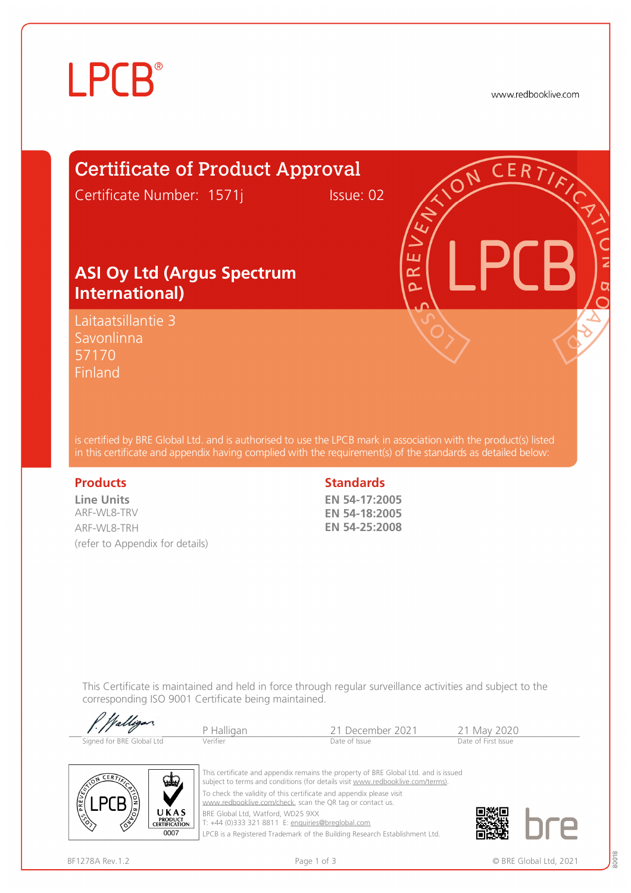LPCB®

www.redbooklive.com

# Certificate of Product Approval

Certificate Number: 1571j Issue: 02

## ASI Oy Ltd (Argus Spectrum International)

Laitaatsillantie 3
Savonlinna
57170
Finland

is certified by BRE Global Ltd. and is authorised to use the LPCB mark in association with the product(s) listed in this certificate and appendix having complied with the requirement(s) of the standards as detailed below:

### Products

**Line Units**
ARF-WL8-TRV
ARF-WL8-TRH
(refer to Appendix for details)

### Standards

**EN 54-17:2005**
**EN 54-18:2005**
**EN 54-25:2008**

This Certificate is maintained and held in force through regular surveillance activities and subject to the corresponding ISO 9001 Certificate being maintained.

| Signed for BRE Global Ltd | Verifier | Date of Issue | Date of First Issue |
|---|---|---|---|
| | P Halligan | 21 December 2021 | 21 May 2020 |

UKAS PRODUCT CERTIFICATION 0007

This certificate and appendix remains the property of BRE Global Ltd. and is issued subject to terms and conditions (for details visit www.redbooklive.com/terms).
To check the validity of this certificate and appendix please visit www.redbooklive.com/check, scan the QR tag or contact us.
BRE Global Ltd, Watford, WD25 9XX
T: +44 (0)333 321 8811 E: enquiries@breglobal.com
LPCB is a Registered Trademark of the Building Research Establishment Ltd.

bre

BF1278A Rev.1.2 © BRE Global Ltd, 2021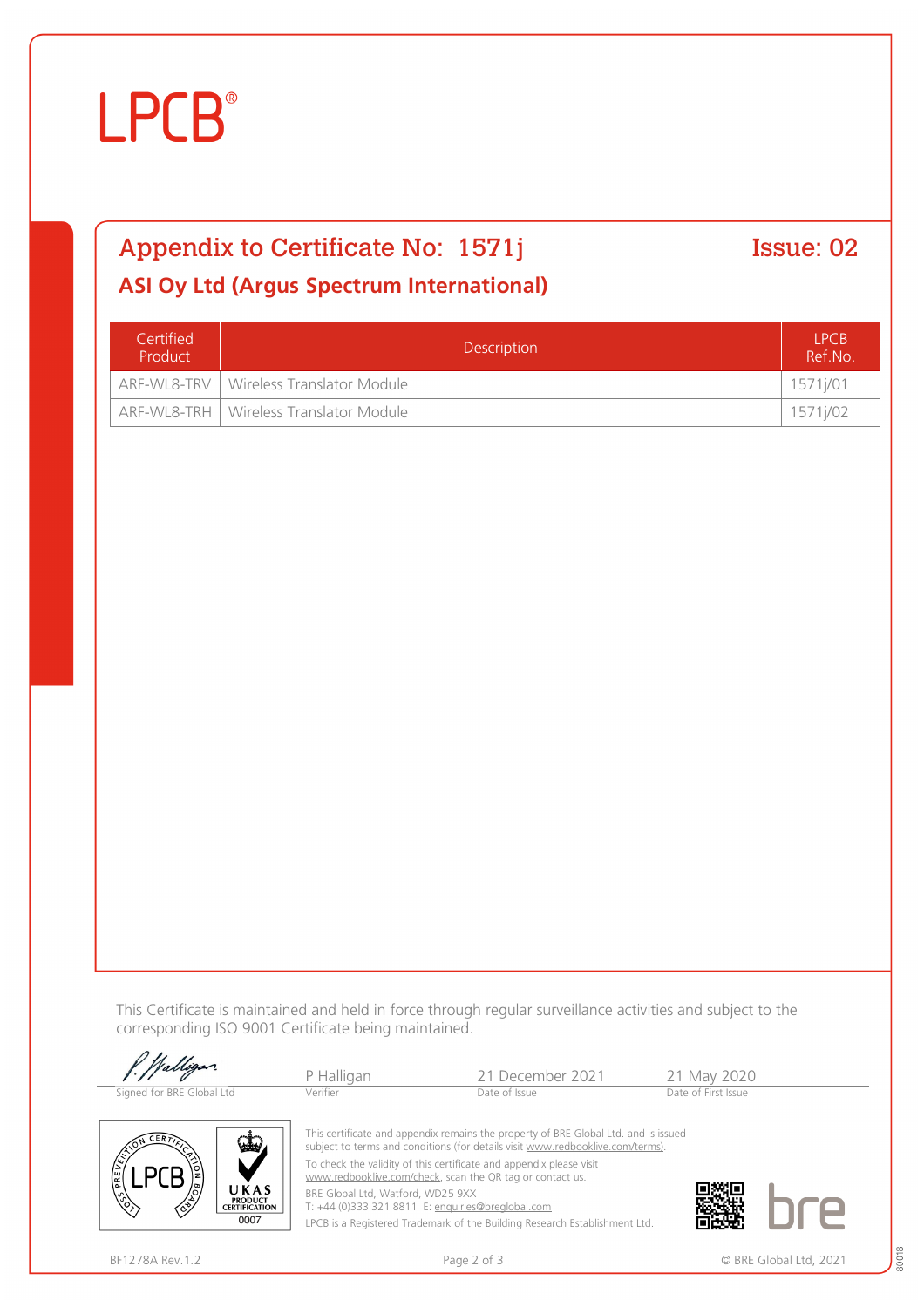LPCB®

## Appendix to Certificate No: 1571j

Issue: 02

### ASI Oy Ltd (Argus Spectrum International)

| Certified Product | Description | LPCB Ref.No. |
|---|---|---|
| ARF-WL8-TRV | Wireless Translator Module | 1571j/01 |
| ARF-WL8-TRH | Wireless Translator Module | 1571j/02 |

This Certificate is maintained and held in force through regular surveillance activities and subject to the corresponding ISO 9001 Certificate being maintained.

| Signed for BRE Global Ltd | P Halligan | 21 December 2021 | 21 May 2020 |
|---|---|---|---|
| | Verifier | Date of Issue | Date of First Issue |

This certificate and appendix remains the property of BRE Global Ltd. and is issued subject to terms and conditions (for details visit www.redbooklive.com/terms).

To check the validity of this certificate and appendix please visit www.redbooklive.com/check, scan the QR tag or contact us.

BRE Global Ltd, Watford, WD25 9XX
T: +44 (0)333 321 8811 E: enquiries@breglobal.com

LPCB is a Registered Trademark of the Building Research Establishment Ltd.

BF1278A Rev.1.2

© BRE Global Ltd, 2021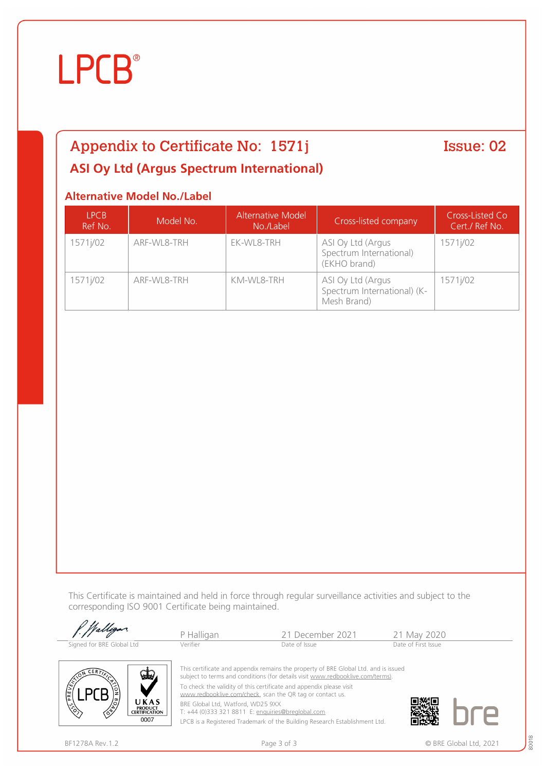# LPCB®

## Appendix to Certificate No: 1571j

**Issue: 02**

## ASI Oy Ltd (Argus Spectrum International)

### Alternative Model No./Label

| LPCB Ref No. | Model No. | Alternative Model No./Label | Cross-listed company | Cross-Listed Co Cert./ Ref No. |
|---|---|---|---|---|
| 1571j/02 | ARF-WL8-TRH | EK-WL8-TRH | ASI Oy Ltd (Argus Spectrum International) (EKHO brand) | 1571j/02 |
| 1571j/02 | ARF-WL8-TRH | KM-WL8-TRH | ASI Oy Ltd (Argus Spectrum International) (K-Mesh Brand) | 1571j/02 |

This Certificate is maintained and held in force through regular surveillance activities and subject to the corresponding ISO 9001 Certificate being maintained.

| Signed for BRE Global Ltd | P Halligan<br>Verifier | 21 December 2021<br>Date of Issue | 21 May 2020<br>Date of First Issue |
|---|---|---|---|

This certificate and appendix remains the property of BRE Global Ltd. and is issued subject to terms and conditions (for details visit www.redbooklive.com/terms).

To check the validity of this certificate and appendix please visit www.redbooklive.com/check, scan the QR tag or contact us.

BRE Global Ltd, Watford, WD25 9XX
T: +44 (0)333 321 8811 E: enquiries@breglobal.com

LPCB is a Registered Trademark of the Building Research Establishment Ltd.

BF1278A Rev.1.2

© BRE Global Ltd, 2021